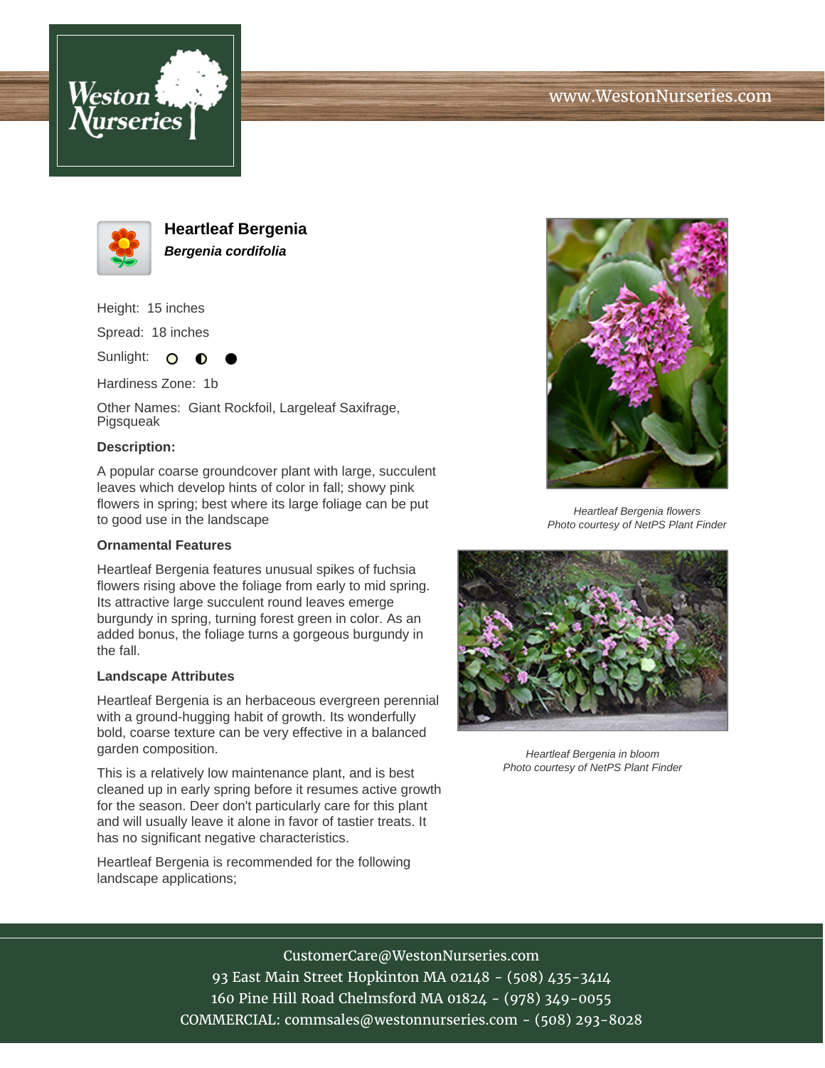# Heartleaf Bergenia

***Bergenia cordifolia***

Height: 15 inches

Spread: 18 inches

Sunlight: ○ ◐ ●

Hardiness Zone: 1b

Other Names: Giant Rockfoil, Largeleaf Saxifrage, Pigsqueak

**Description:**

A popular coarse groundcover plant with large, succulent leaves which develop hints of color in fall; showy pink flowers in spring; best where its large foliage can be put to good use in the landscape

### Ornamental Features

Heartleaf Bergenia features unusual spikes of fuchsia flowers rising above the foliage from early to mid spring. Its attractive large succulent round leaves emerge burgundy in spring, turning forest green in color. As an added bonus, the foliage turns a gorgeous burgundy in the fall.

### Landscape Attributes

Heartleaf Bergenia is an herbaceous evergreen perennial with a ground-hugging habit of growth. Its wonderfully bold, coarse texture can be very effective in a balanced garden composition.

This is a relatively low maintenance plant, and is best cleaned up in early spring before it resumes active growth for the season. Deer don't particularly care for this plant and will usually leave it alone in favor of tastier treats. It has no significant negative characteristics.

Heartleaf Bergenia is recommended for the following landscape applications;

*Heartleaf Bergenia flowers*
*Photo courtesy of NetPS Plant Finder*

*Heartleaf Bergenia in bloom*
*Photo courtesy of NetPS Plant Finder*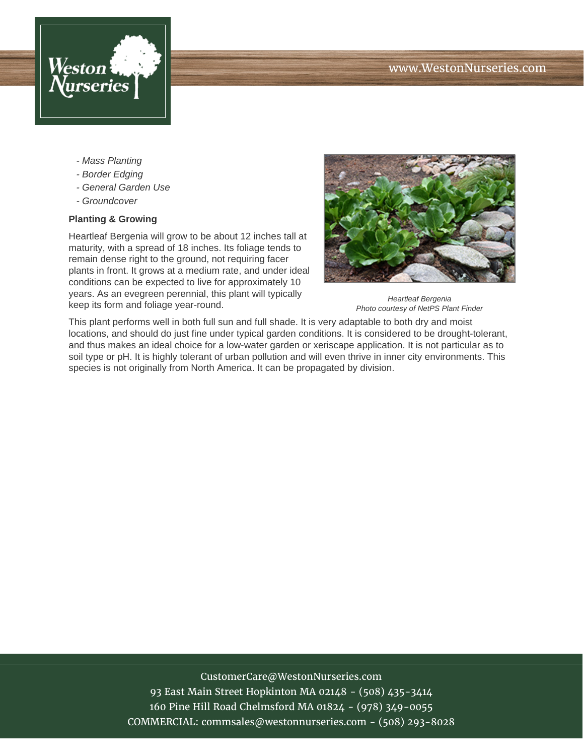- *Mass Planting*
- *Border Edging*
- *General Garden Use*
- *Groundcover*

**Planting & Growing**

Heartleaf Bergenia will grow to be about 12 inches tall at maturity, with a spread of 18 inches. Its foliage tends to remain dense right to the ground, not requiring facer plants in front. It grows at a medium rate, and under ideal conditions can be expected to live for approximately 10 years. As an evegreen perennial, this plant will typically keep its form and foliage year-round.

*Heartleaf Bergenia*
*Photo courtesy of NetPS Plant Finder*

This plant performs well in both full sun and full shade. It is very adaptable to both dry and moist locations, and should do just fine under typical garden conditions. It is considered to be drought-tolerant, and thus makes an ideal choice for a low-water garden or xeriscape application. It is not particular as to soil type or pH. It is highly tolerant of urban pollution and will even thrive in inner city environments. This species is not originally from North America. It can be propagated by division.

CustomerCare@WestonNurseries.com
93 East Main Street Hopkinton MA 02148 - (508) 435-3414
160 Pine Hill Road Chelmsford MA 01824 - (978) 349-0055
COMMERCIAL: commsales@westonnurseries.com - (508) 293-8028